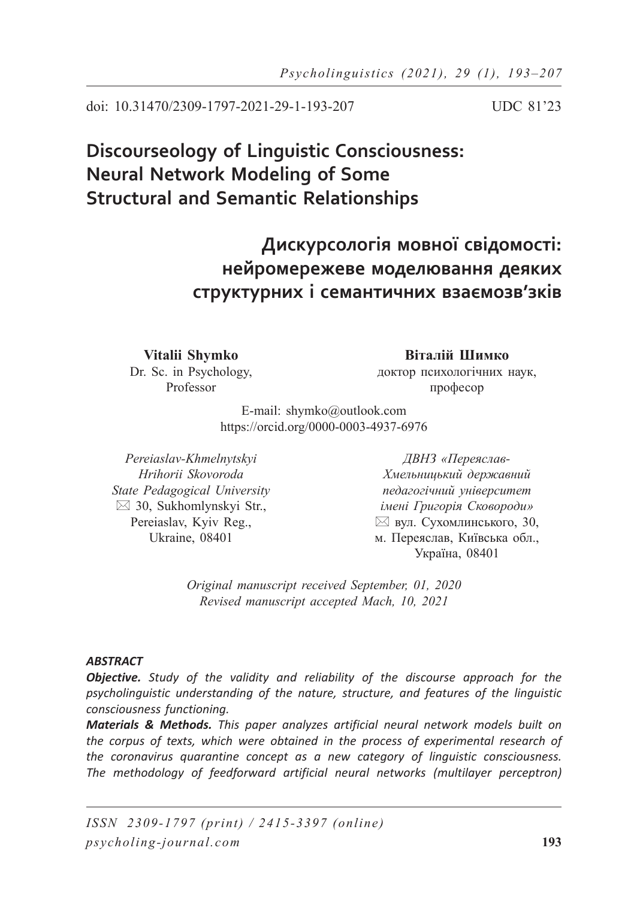doi: 10.31470/2309-1797-2021-29-1-193-207 UDC 81'23

# Discourseology of Linguistic Consciousness: Neural Network Modeling of Some Structural and Semantic Relationships

# Дискурсологія мовної свідомості: нейромережеве моделювання деяких структурних і семантичних взаємозв'зків

**Vitalii Shymko**
Dr. Sc. in Psychology,
Professor

**Віталій Шимко**
доктор психологічних наук,
професор

E-mail: shymko@outlook.com
https://orcid.org/0000-0003-4937-6976

*Pereiaslav-Khmelnytskyi Hrihorii Skovoroda State Pedagogical University*
✉ 30, Sukhomlynskyi Str.,
Pereiaslav, Kyiv Reg.,
Ukraine, 08401

*ДВНЗ «Переяслав-Хмельницький державний педагогічний університет імені Григорія Сковороди»*
✉ вул. Сухомлинського, 30,
м. Переяслав, Київська обл.,
Україна, 08401

*Original manuscript received September, 01, 2020*
*Revised manuscript accepted Mach, 10, 2021*

***ABSTRACT***

***Objective.*** *Study of the validity and reliability of the discourse approach for the psycholinguistic understanding of the nature, structure, and features of the linguistic consciousness functioning.*

***Materials & Methods.*** *This paper analyzes artificial neural network models built on the corpus of texts, which were obtained in the process of experimental research of the coronavirus quarantine concept as a new category of linguistic consciousness. The methodology of feedforward artificial neural networks (multilayer perceptron)*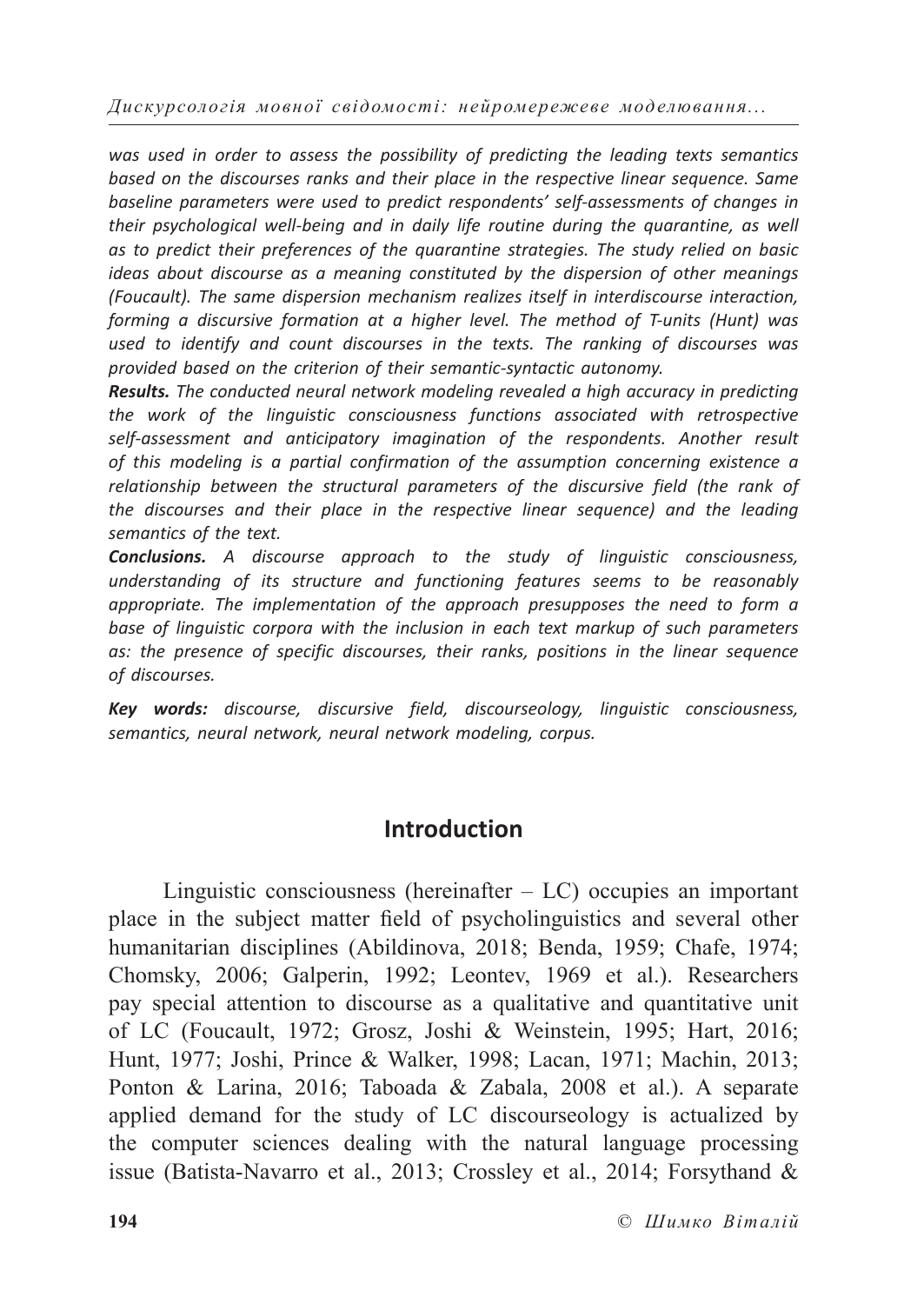*was used in order to assess the possibility of predicting the leading texts semantics based on the discourses ranks and their place in the respective linear sequence. Same baseline parameters were used to predict respondents' self-assessments of changes in their psychological well-being and in daily life routine during the quarantine, as well as to predict their preferences of the quarantine strategies. The study relied on basic ideas about discourse as a meaning constituted by the dispersion of other meanings (Foucault). The same dispersion mechanism realizes itself in interdiscourse interaction, forming a discursive formation at a higher level. The method of T-units (Hunt) was used to identify and count discourses in the texts. The ranking of discourses was provided based on the criterion of their semantic-syntactic autonomy.*

***Results.*** *The conducted neural network modeling revealed a high accuracy in predicting the work of the linguistic consciousness functions associated with retrospective self-assessment and anticipatory imagination of the respondents. Another result of this modeling is a partial confirmation of the assumption concerning existence a relationship between the structural parameters of the discursive field (the rank of the discourses and their place in the respective linear sequence) and the leading semantics of the text.*

***Conclusions.*** *A discourse approach to the study of linguistic consciousness, understanding of its structure and functioning features seems to be reasonably appropriate. The implementation of the approach presupposes the need to form a base of linguistic corpora with the inclusion in each text markup of such parameters as: the presence of specific discourses, their ranks, positions in the linear sequence of discourses.*

***Key words:*** *discourse, discursive field, discourseology, linguistic consciousness, semantics, neural network, neural network modeling, corpus.*

## Introduction

Linguistic consciousness (hereinafter – LC) occupies an important place in the subject matter field of psycholinguistics and several other humanitarian disciplines (Abildinova, 2018; Benda, 1959; Chafe, 1974; Chomsky, 2006; Galperin, 1992; Leontev, 1969 et al.). Researchers pay special attention to discourse as a qualitative and quantitative unit of LC (Foucault, 1972; Grosz, Joshi & Weinstein, 1995; Hart, 2016; Hunt, 1977; Joshi, Prince & Walker, 1998; Lacan, 1971; Machin, 2013; Ponton & Larina, 2016; Taboada & Zabala, 2008 et al.). A separate applied demand for the study of LC discourseology is actualized by the computer sciences dealing with the natural language processing issue (Batista-Navarro et al., 2013; Crossley et al., 2014; Forsythand &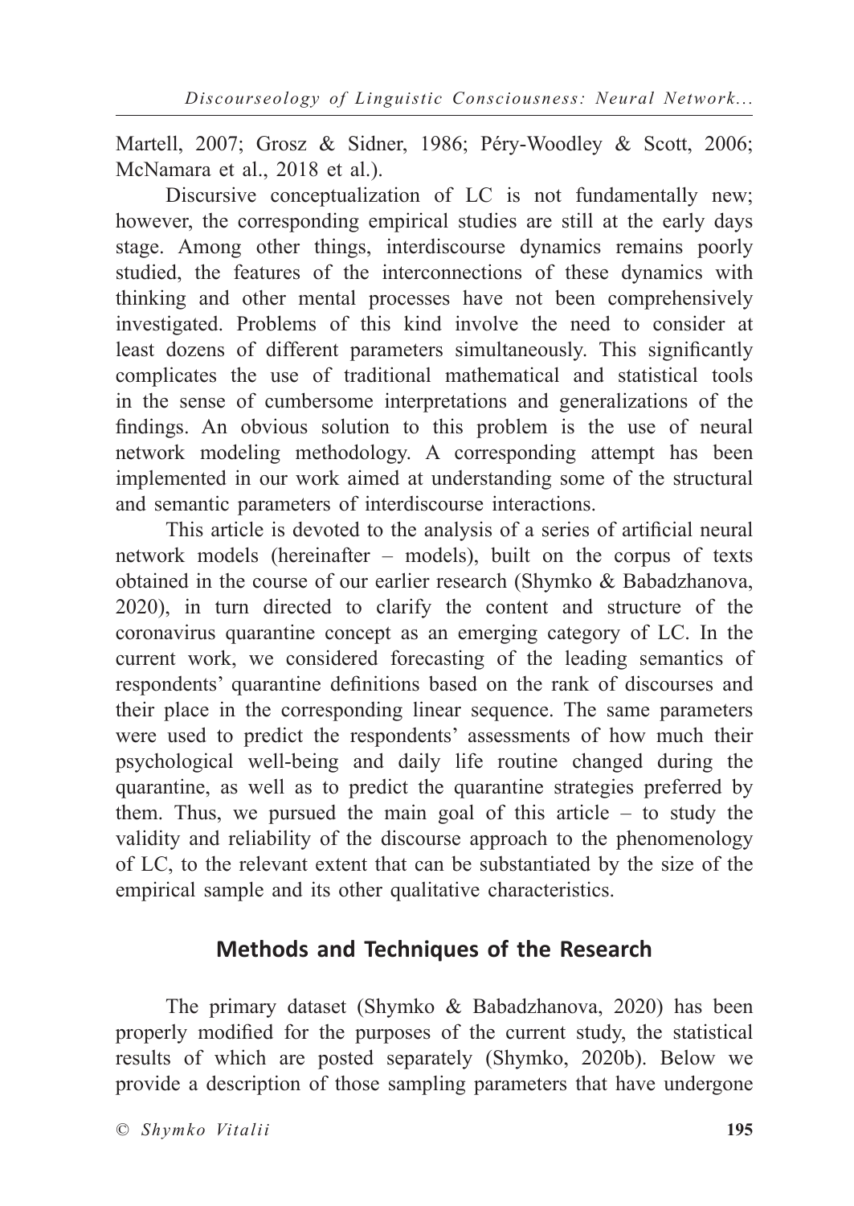Martell, 2007; Grosz & Sidner, 1986; Péry-Woodley & Scott, 2006; McNamara et al., 2018 et al.).

Discursive conceptualization of LC is not fundamentally new; however, the corresponding empirical studies are still at the early days stage. Among other things, interdiscourse dynamics remains poorly studied, the features of the interconnections of these dynamics with thinking and other mental processes have not been comprehensively investigated. Problems of this kind involve the need to consider at least dozens of different parameters simultaneously. This significantly complicates the use of traditional mathematical and statistical tools in the sense of cumbersome interpretations and generalizations of the findings. An obvious solution to this problem is the use of neural network modeling methodology. A corresponding attempt has been implemented in our work aimed at understanding some of the structural and semantic parameters of interdiscourse interactions.

This article is devoted to the analysis of a series of artificial neural network models (hereinafter – models), built on the corpus of texts obtained in the course of our earlier research (Shymko & Babadzhanova, 2020), in turn directed to clarify the content and structure of the coronavirus quarantine concept as an emerging category of LC. In the current work, we considered forecasting of the leading semantics of respondents' quarantine definitions based on the rank of discourses and their place in the corresponding linear sequence. The same parameters were used to predict the respondents' assessments of how much their psychological well-being and daily life routine changed during the quarantine, as well as to predict the quarantine strategies preferred by them. Thus, we pursued the main goal of this article – to study the validity and reliability of the discourse approach to the phenomenology of LC, to the relevant extent that can be substantiated by the size of the empirical sample and its other qualitative characteristics.

## Methods and Techniques of the Research

The primary dataset (Shymko & Babadzhanova, 2020) has been properly modified for the purposes of the current study, the statistical results of which are posted separately (Shymko, 2020b). Below we provide a description of those sampling parameters that have undergone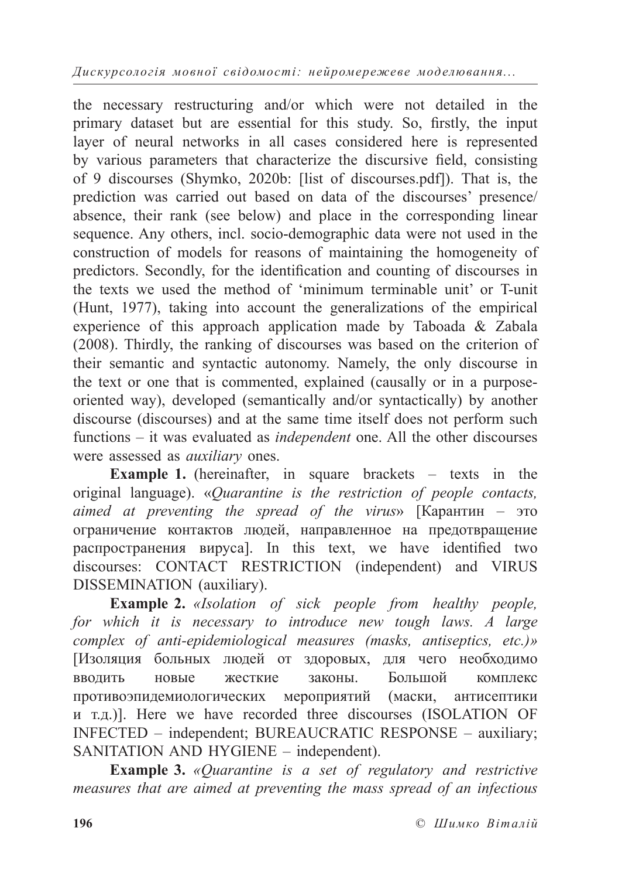the necessary restructuring and/or which were not detailed in the primary dataset but are essential for this study. So, firstly, the input layer of neural networks in all cases considered here is represented by various parameters that characterize the discursive field, consisting of 9 discourses (Shymko, 2020b: [list of discourses.pdf]). That is, the prediction was carried out based on data of the discourses' presence/absence, their rank (see below) and place in the corresponding linear sequence. Any others, incl. socio-demographic data were not used in the construction of models for reasons of maintaining the homogeneity of predictors. Secondly, for the identification and counting of discourses in the texts we used the method of 'minimum terminable unit' or T-unit (Hunt, 1977), taking into account the generalizations of the empirical experience of this approach application made by Taboada & Zabala (2008). Thirdly, the ranking of discourses was based on the criterion of their semantic and syntactic autonomy. Namely, the only discourse in the text or one that is commented, explained (causally or in a purpose-oriented way), developed (semantically and/or syntactically) by another discourse (discourses) and at the same time itself does not perform such functions – it was evaluated as *independent* one. All the other discourses were assessed as *auxiliary* ones.

**Example 1.** (hereinafter, in square brackets – texts in the original language). «*Quarantine is the restriction of people contacts, aimed at preventing the spread of the virus*» [Карантин – это ограничение контактов людей, направленное на предотвращение распространения вируса]. In this text, we have identified two discourses: CONTACT RESTRICTION (independent) and VIRUS DISSEMINATION (auxiliary).

**Example 2.** *«Isolation of sick people from healthy people, for which it is necessary to introduce new tough laws. A large complex of anti-epidemiological measures (masks, antiseptics, etc.)»* [Изоляция больных людей от здоровых, для чего необходимо вводить новые жесткие законы. Большой комплекс противоэпидемиологических мероприятий (маски, антисептики и т.д.)]. Here we have recorded three discourses (ISOLATION OF INFECTED – independent; BUREAUCRATIC RESPONSE – auxiliary; SANITATION AND HYGIENE – independent).

**Example 3.** *«Quarantine is a set of regulatory and restrictive measures that are aimed at preventing the mass spread of an infectious*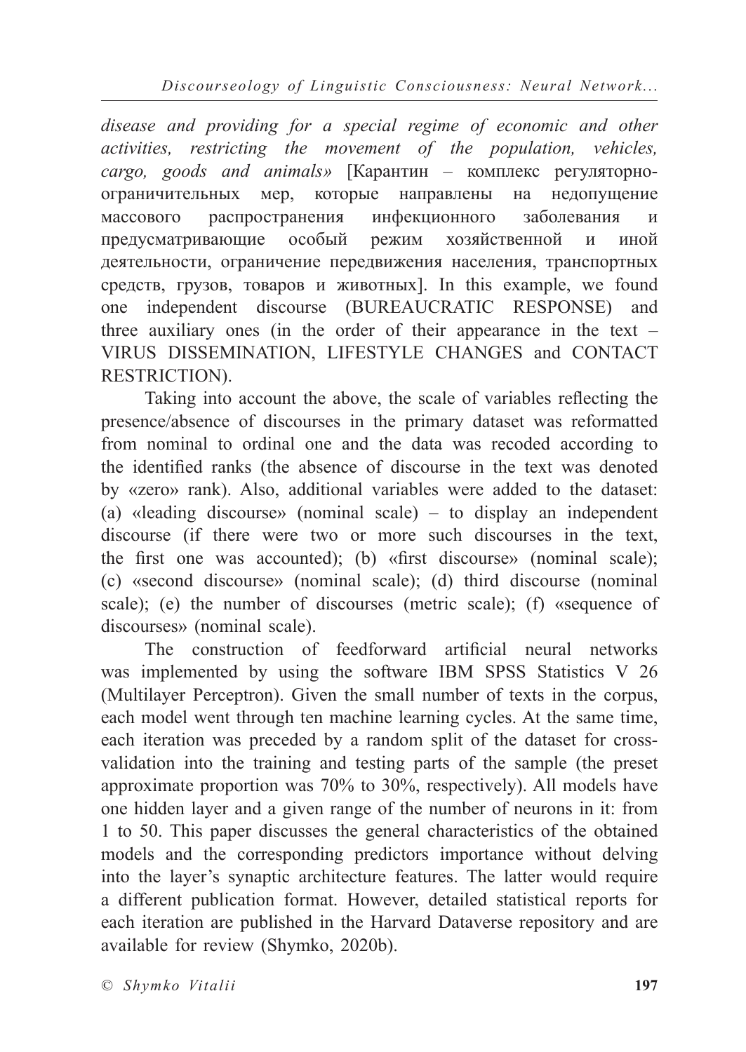*disease and providing for a special regime of economic and other activities, restricting the movement of the population, vehicles, cargo, goods and animals»* [Карантин – комплекс регуляторно-ограничительных мер, которые направлены на недопущение массового распространения инфекционного заболевания и предусматривающие особый режим хозяйственной и иной деятельности, ограничение передвижения населения, транспортных средств, грузов, товаров и животных]. In this example, we found one independent discourse (BUREAUCRATIC RESPONSE) and three auxiliary ones (in the order of their appearance in the text – VIRUS DISSEMINATION, LIFESTYLE CHANGES and CONTACT RESTRICTION).

Taking into account the above, the scale of variables reflecting the presence/absence of discourses in the primary dataset was reformatted from nominal to ordinal one and the data was recoded according to the identified ranks (the absence of discourse in the text was denoted by «zero» rank). Also, additional variables were added to the dataset: (a) «leading discourse» (nominal scale) – to display an independent discourse (if there were two or more such discourses in the text, the first one was accounted); (b) «first discourse» (nominal scale); (c) «second discourse» (nominal scale); (d) third discourse (nominal scale); (e) the number of discourses (metric scale); (f) «sequence of discourses» (nominal scale).

The construction of feedforward artificial neural networks was implemented by using the software IBM SPSS Statistics V 26 (Multilayer Perceptron). Given the small number of texts in the corpus, each model went through ten machine learning cycles. At the same time, each iteration was preceded by a random split of the dataset for cross-validation into the training and testing parts of the sample (the preset approximate proportion was 70% to 30%, respectively). All models have one hidden layer and a given range of the number of neurons in it: from 1 to 50. This paper discusses the general characteristics of the obtained models and the corresponding predictors importance without delving into the layer's synaptic architecture features. The latter would require a different publication format. However, detailed statistical reports for each iteration are published in the Harvard Dataverse repository and are available for review (Shymko, 2020b).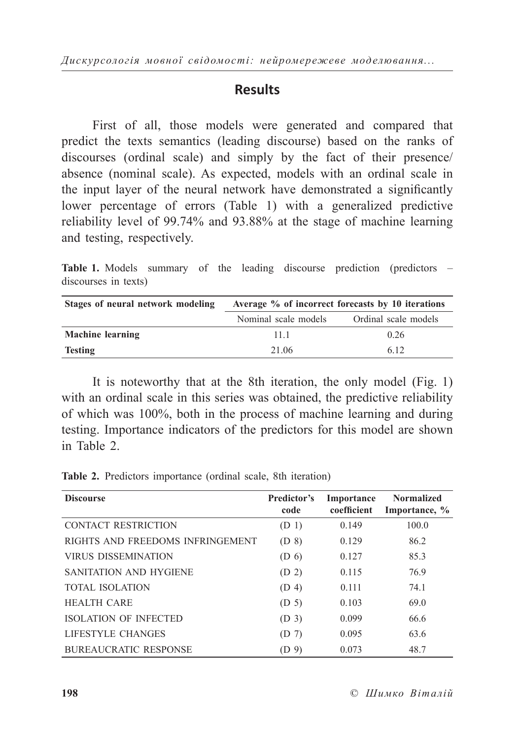## Results

First of all, those models were generated and compared that predict the texts semantics (leading discourse) based on the ranks of discourses (ordinal scale) and simply by the fact of their presence/absence (nominal scale). As expected, models with an ordinal scale in the input layer of the neural network have demonstrated a significantly lower percentage of errors (Table 1) with a generalized predictive reliability level of 99.74% and 93.88% at the stage of machine learning and testing, respectively.

**Table 1.** Models summary of the leading discourse prediction (predictors – discourses in texts)

| Stages of neural network modeling | Average % of incorrect forecasts by 10 iterations | |
|---|---|---|
| | Nominal scale models | Ordinal scale models |
| **Machine learning** | 11.1 | 0.26 |
| **Testing** | 21.06 | 6.12 |

It is noteworthy that at the 8th iteration, the only model (Fig. 1) with an ordinal scale in this series was obtained, the predictive reliability of which was 100%, both in the process of machine learning and during testing. Importance indicators of the predictors for this model are shown in Table 2.

**Table 2.** Predictors importance (ordinal scale, 8th iteration)

| Discourse | Predictor's code | Importance coefficient | Normalized Importance, % |
|---|---|---|---|
| CONTACT RESTRICTION | (D 1) | 0.149 | 100.0 |
| RIGHTS AND FREEDOMS INFRINGEMENT | (D 8) | 0.129 | 86.2 |
| VIRUS DISSEMINATION | (D 6) | 0.127 | 85.3 |
| SANITATION AND HYGIENE | (D 2) | 0.115 | 76.9 |
| TOTAL ISOLATION | (D 4) | 0.111 | 74.1 |
| HEALTH CARE | (D 5) | 0.103 | 69.0 |
| ISOLATION OF INFECTED | (D 3) | 0.099 | 66.6 |
| LIFESTYLE CHANGES | (D 7) | 0.095 | 63.6 |
| BUREAUCRATIC RESPONSE | (D 9) | 0.073 | 48.7 |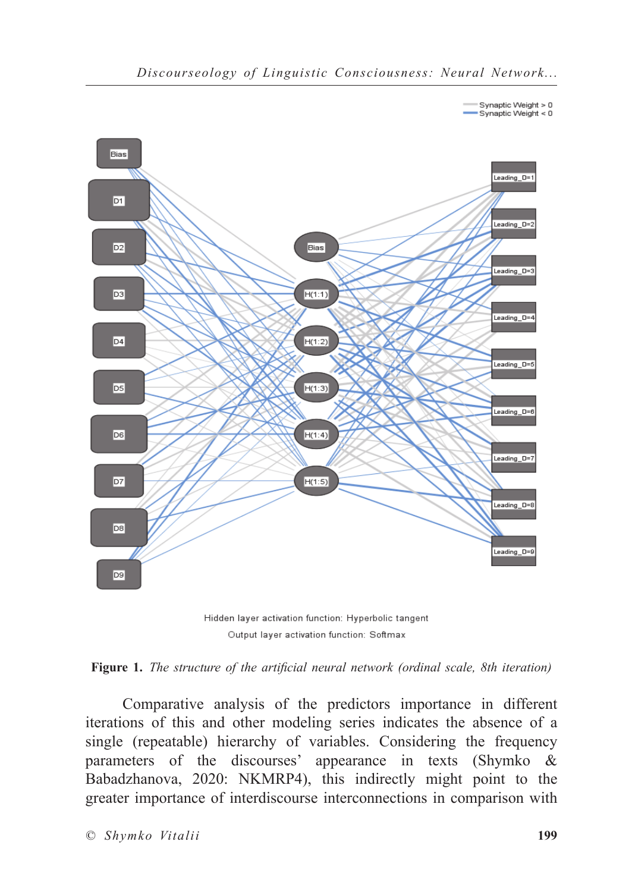**Figure 1.** *The structure of the artificial neural network (ordinal scale, 8th iteration)*

Comparative analysis of the predictors importance in different iterations of this and other modeling series indicates the absence of a single (repeatable) hierarchy of variables. Considering the frequency parameters of the discourses' appearance in texts (Shymko & Babadzhanova, 2020: NKMRP4), this indirectly might point to the greater importance of interdiscourse interconnections in comparison with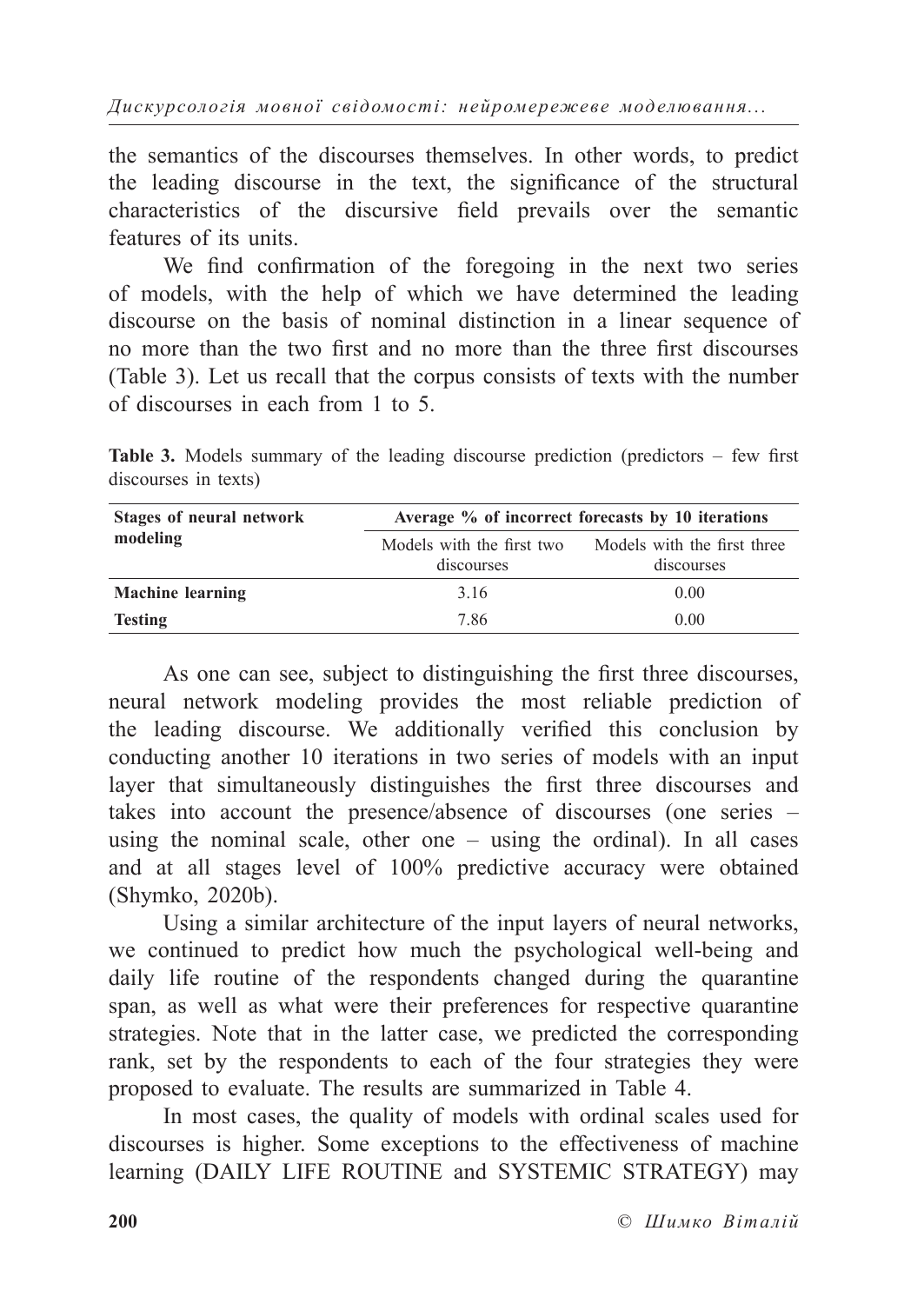the semantics of the discourses themselves. In other words, to predict the leading discourse in the text, the significance of the structural characteristics of the discursive field prevails over the semantic features of its units.

We find confirmation of the foregoing in the next two series of models, with the help of which we have determined the leading discourse on the basis of nominal distinction in a linear sequence of no more than the two first and no more than the three first discourses (Table 3). Let us recall that the corpus consists of texts with the number of discourses in each from 1 to 5.

**Table 3.** Models summary of the leading discourse prediction (predictors – few first discourses in texts)

| Stages of neural network modeling | Average % of incorrect forecasts by 10 iterations | |
|---|---|---|
| | Models with the first two discourses | Models with the first three discourses |
| **Machine learning** | 3.16 | 0.00 |
| **Testing** | 7.86 | 0.00 |

As one can see, subject to distinguishing the first three discourses, neural network modeling provides the most reliable prediction of the leading discourse. We additionally verified this conclusion by conducting another 10 iterations in two series of models with an input layer that simultaneously distinguishes the first three discourses and takes into account the presence/absence of discourses (one series – using the nominal scale, other one – using the ordinal). In all cases and at all stages level of 100% predictive accuracy were obtained (Shymko, 2020b).

Using a similar architecture of the input layers of neural networks, we continued to predict how much the psychological well-being and daily life routine of the respondents changed during the quarantine span, as well as what were their preferences for respective quarantine strategies. Note that in the latter case, we predicted the corresponding rank, set by the respondents to each of the four strategies they were proposed to evaluate. The results are summarized in Table 4.

In most cases, the quality of models with ordinal scales used for discourses is higher. Some exceptions to the effectiveness of machine learning (DAILY LIFE ROUTINE and SYSTEMIC STRATEGY) may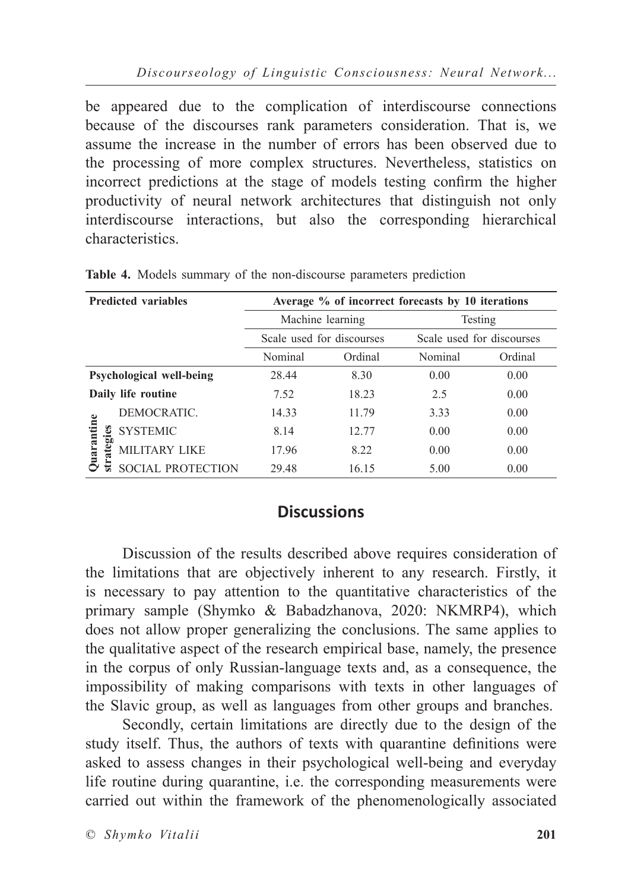be appeared due to the complication of interdiscourse connections because of the discourses rank parameters consideration. That is, we assume the increase in the number of errors has been observed due to the processing of more complex structures. Nevertheless, statistics on incorrect predictions at the stage of models testing confirm the higher productivity of neural network architectures that distinguish not only interdiscourse interactions, but also the corresponding hierarchical characteristics.

**Table 4.** Models summary of the non-discourse parameters prediction

| Predicted variables | | Average % of incorrect forecasts by 10 iterations | | | |
|---|---|---|---|---|---|
| | | Machine learning | | Testing | |
| | | Scale used for discourses | | Scale used for discourses | |
| | | Nominal | Ordinal | Nominal | Ordinal |
| **Psychological well-being** | | 28.44 | 8.30 | 0.00 | 0.00 |
| **Daily life routine** | | 7.52 | 18.23 | 2.5 | 0.00 |
| **Quarantine strategies** | DEMOCRATIC. | 14.33 | 11.79 | 3.33 | 0.00 |
| | SYSTEMIC | 8.14 | 12.77 | 0.00 | 0.00 |
| | MILITARY LIKE | 17.96 | 8.22 | 0.00 | 0.00 |
| | SOCIAL PROTECTION | 29.48 | 16.15 | 5.00 | 0.00 |

## Discussions

Discussion of the results described above requires consideration of the limitations that are objectively inherent to any research. Firstly, it is necessary to pay attention to the quantitative characteristics of the primary sample (Shymko & Babadzhanova, 2020: NKMRP4), which does not allow proper generalizing the conclusions. The same applies to the qualitative aspect of the research empirical base, namely, the presence in the corpus of only Russian-language texts and, as a consequence, the impossibility of making comparisons with texts in other languages of the Slavic group, as well as languages from other groups and branches.

Secondly, certain limitations are directly due to the design of the study itself. Thus, the authors of texts with quarantine definitions were asked to assess changes in their psychological well-being and everyday life routine during quarantine, i.e. the corresponding measurements were carried out within the framework of the phenomenologically associated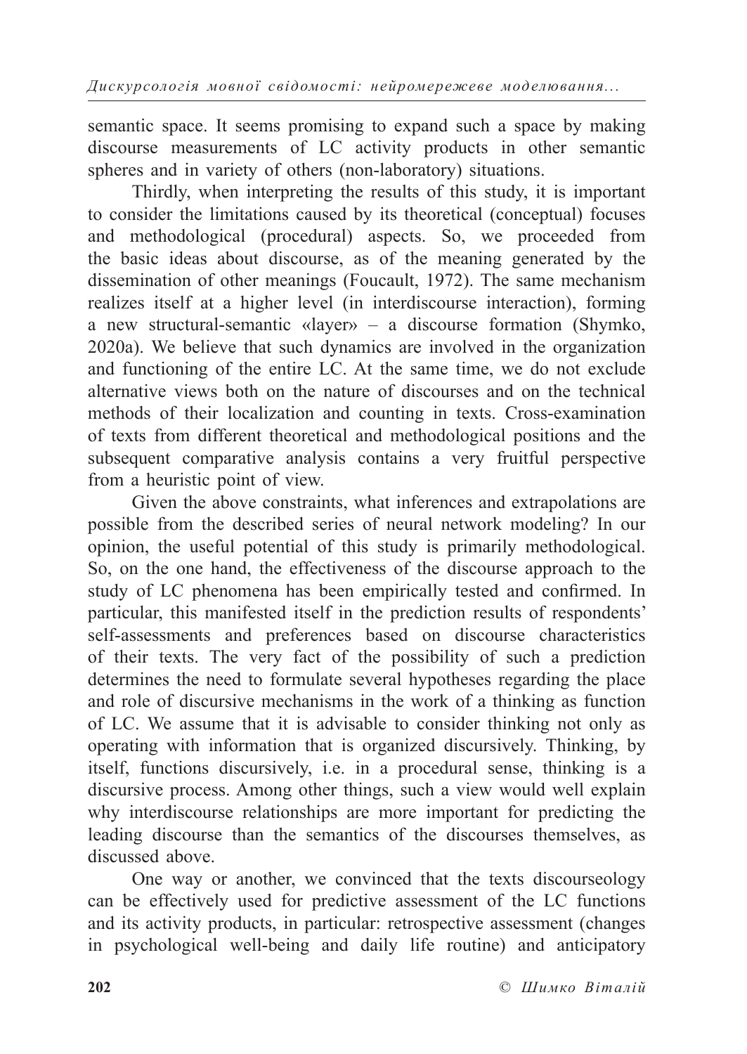semantic space. It seems promising to expand such a space by making discourse measurements of LC activity products in other semantic spheres and in variety of others (non-laboratory) situations.

Thirdly, when interpreting the results of this study, it is important to consider the limitations caused by its theoretical (conceptual) focuses and methodological (procedural) aspects. So, we proceeded from the basic ideas about discourse, as of the meaning generated by the dissemination of other meanings (Foucault, 1972). The same mechanism realizes itself at a higher level (in interdiscourse interaction), forming a new structural-semantic «layer» – a discourse formation (Shymko, 2020a). We believe that such dynamics are involved in the organization and functioning of the entire LC. At the same time, we do not exclude alternative views both on the nature of discourses and on the technical methods of their localization and counting in texts. Cross-examination of texts from different theoretical and methodological positions and the subsequent comparative analysis contains a very fruitful perspective from a heuristic point of view.

Given the above constraints, what inferences and extrapolations are possible from the described series of neural network modeling? In our opinion, the useful potential of this study is primarily methodological. So, on the one hand, the effectiveness of the discourse approach to the study of LC phenomena has been empirically tested and confirmed. In particular, this manifested itself in the prediction results of respondents' self-assessments and preferences based on discourse characteristics of their texts. The very fact of the possibility of such a prediction determines the need to formulate several hypotheses regarding the place and role of discursive mechanisms in the work of a thinking as function of LC. We assume that it is advisable to consider thinking not only as operating with information that is organized discursively. Thinking, by itself, functions discursively, i.e. in a procedural sense, thinking is a discursive process. Among other things, such a view would well explain why interdiscourse relationships are more important for predicting the leading discourse than the semantics of the discourses themselves, as discussed above.

One way or another, we convinced that the texts discourseology can be effectively used for predictive assessment of the LC functions and its activity products, in particular: retrospective assessment (changes in psychological well-being and daily life routine) and anticipatory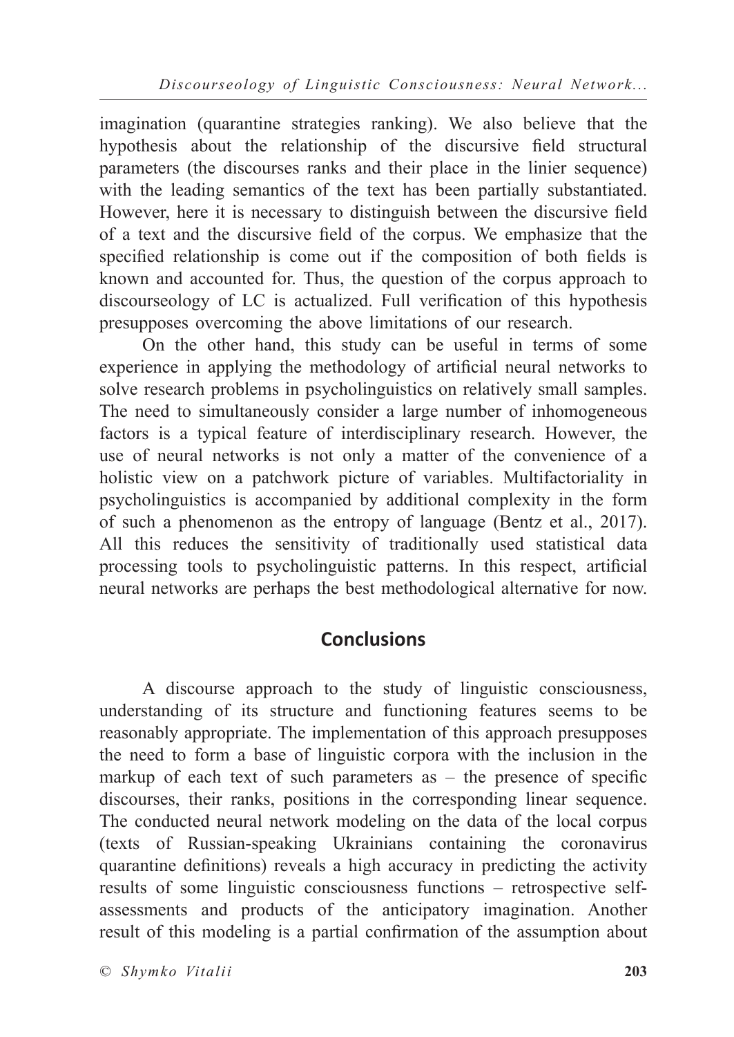imagination (quarantine strategies ranking). We also believe that the hypothesis about the relationship of the discursive field structural parameters (the discourses ranks and their place in the linier sequence) with the leading semantics of the text has been partially substantiated. However, here it is necessary to distinguish between the discursive field of a text and the discursive field of the corpus. We emphasize that the specified relationship is come out if the composition of both fields is known and accounted for. Thus, the question of the corpus approach to discourseology of LC is actualized. Full verification of this hypothesis presupposes overcoming the above limitations of our research.

On the other hand, this study can be useful in terms of some experience in applying the methodology of artificial neural networks to solve research problems in psycholinguistics on relatively small samples. The need to simultaneously consider a large number of inhomogeneous factors is a typical feature of interdisciplinary research. However, the use of neural networks is not only a matter of the convenience of a holistic view on a patchwork picture of variables. Multifactoriality in psycholinguistics is accompanied by additional complexity in the form of such a phenomenon as the entropy of language (Bentz et al., 2017). All this reduces the sensitivity of traditionally used statistical data processing tools to psycholinguistic patterns. In this respect, artificial neural networks are perhaps the best methodological alternative for now.

## Conclusions

A discourse approach to the study of linguistic consciousness, understanding of its structure and functioning features seems to be reasonably appropriate. The implementation of this approach presupposes the need to form a base of linguistic corpora with the inclusion in the markup of each text of such parameters as – the presence of specific discourses, their ranks, positions in the corresponding linear sequence. The conducted neural network modeling on the data of the local corpus (texts of Russian-speaking Ukrainians containing the coronavirus quarantine definitions) reveals a high accuracy in predicting the activity results of some linguistic consciousness functions – retrospective self-assessments and products of the anticipatory imagination. Another result of this modeling is a partial confirmation of the assumption about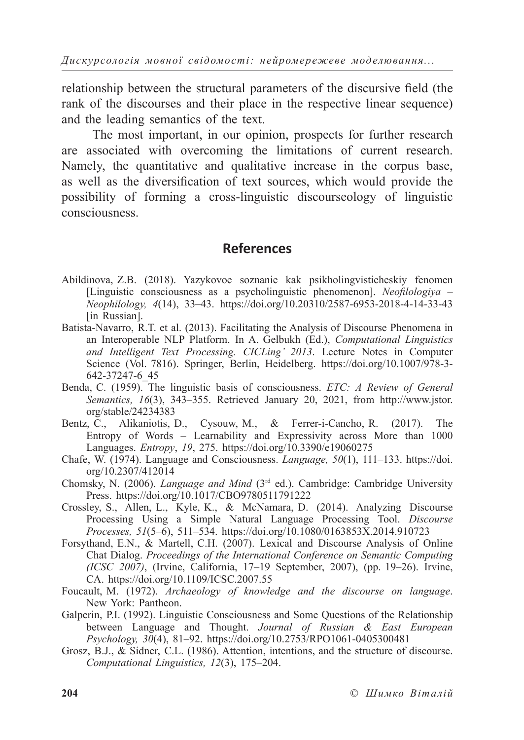relationship between the structural parameters of the discursive field (the rank of the discourses and their place in the respective linear sequence) and the leading semantics of the text.

The most important, in our opinion, prospects for further research are associated with overcoming the limitations of current research. Namely, the quantitative and qualitative increase in the corpus base, as well as the diversification of text sources, which would provide the possibility of forming a cross-linguistic discourseology of linguistic consciousness.

## References

Abildinova, Z.B. (2018). Yazykovoe soznanie kak psikholingvisticheskiy fenomen [Linguistic consciousness as a psycholinguistic phenomenon]. *Neofilologiya – Neophilology, 4*(14), 33–43. https://doi.org/10.20310/2587-6953-2018-4-14-33-43 [in Russian].

Batista-Navarro, R.T. et al. (2013). Facilitating the Analysis of Discourse Phenomena in an Interoperable NLP Platform. In A. Gelbukh (Ed.), *Computational Linguistics and Intelligent Text Processing. CICLing' 2013*. Lecture Notes in Computer Science (Vol. 7816). Springer, Berlin, Heidelberg. https://doi.org/10.1007/978-3-642-37247-6_45

Benda, C. (1959). The linguistic basis of consciousness. *ETC: A Review of General Semantics, 16*(3), 343–355. Retrieved January 20, 2021, from http://www.jstor.org/stable/24234383

Bentz, C., Alikaniotis, D., Cysouw, M., & Ferrer-i-Cancho, R. (2017). The Entropy of Words – Learnability and Expressivity across More than 1000 Languages. *Entropy*, *19*, 275. https://doi.org/10.3390/e19060275

Chafe, W. (1974). Language and Consciousness. *Language, 50*(1), 111–133. https://doi.org/10.2307/412014

Chomsky, N. (2006). *Language and Mind* (3rd ed.). Cambridge: Cambridge University Press. https://doi.org/10.1017/CBO9780511791222

Crossley, S., Allen, L., Kyle, K., & McNamara, D. (2014). Analyzing Discourse Processing Using a Simple Natural Language Processing Tool. *Discourse Processes, 51*(5–6), 511–534. https://doi.org/10.1080/0163853X.2014.910723

Forsythand, E.N., & Martell, C.H. (2007). Lexical and Discourse Analysis of Online Chat Dialog. *Proceedings of the International Conference on Semantic Computing (ICSC 2007)*, (Irvine, California, 17–19 September, 2007), (pp. 19–26). Irvine, CA. https://doi.org/10.1109/ICSC.2007.55

Foucault, M. (1972). *Archaeology of knowledge and the discourse on language*. New York: Pantheon.

Galperin, P.I. (1992). Linguistic Consciousness and Some Questions of the Relationship between Language and Thought. *Journal of Russian & East European Psychology, 30*(4), 81–92. https://doi.org/10.2753/RPO1061-0405300481

Grosz, B.J., & Sidner, C.L. (1986). Attention, intentions, and the structure of discourse. *Computational Linguistics, 12*(3), 175–204.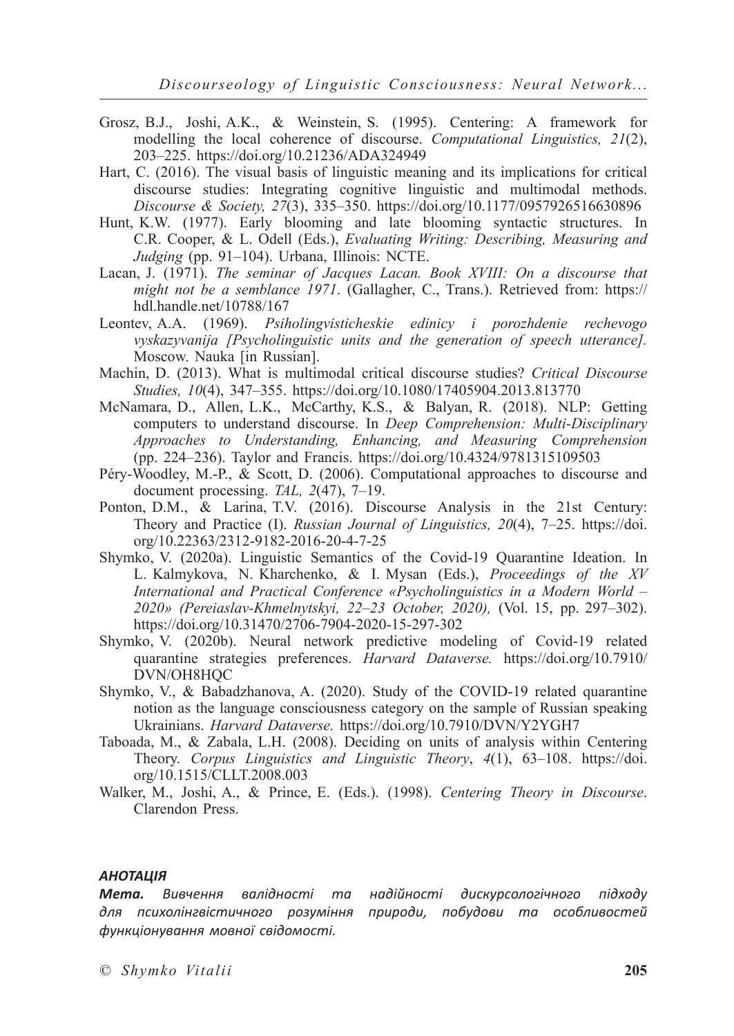Grosz, B.J., Joshi, A.K., & Weinstein, S. (1995). Centering: A framework for modelling the local coherence of discourse. *Computational Linguistics, 21*(2), 203–225. https://doi.org/10.21236/ADA324949

Hart, C. (2016). The visual basis of linguistic meaning and its implications for critical discourse studies: Integrating cognitive linguistic and multimodal methods. *Discourse & Society, 27*(3), 335–350. https://doi.org/10.1177/0957926516630896

Hunt, K.W. (1977). Early blooming and late blooming syntactic structures. In C.R. Cooper, & L. Odell (Eds.), *Evaluating Writing: Describing, Measuring and Judging* (pp. 91–104). Urbana, Illinois: NCTE.

Lacan, J. (1971). *The seminar of Jacques Lacan. Book XVIII: On a discourse that might not be a semblance 1971*. (Gallagher, C., Trans.). Retrieved from: https://hdl.handle.net/10788/167

Leontev, A.A. (1969). *Psiholingvisticheskie edinicy i porozhdenie rechevogo vyskazyvanija [Psycholinguistic units and the generation of speech utterance].* Moscow. Nauka [in Russian].

Machin, D. (2013). What is multimodal critical discourse studies? *Critical Discourse Studies, 10*(4), 347–355. https://doi.org/10.1080/17405904.2013.813770

McNamara, D., Allen, L.K., McCarthy, K.S., & Balyan, R. (2018). NLP: Getting computers to understand discourse. In *Deep Comprehension: Multi-Disciplinary Approaches to Understanding, Enhancing, and Measuring Comprehension* (pp. 224–236). Taylor and Francis. https://doi.org/10.4324/9781315109503

Péry-Woodley, M.-P., & Scott, D. (2006). Computational approaches to discourse and document processing. *TAL, 2*(47), 7–19.

Ponton, D.M., & Larina, T.V. (2016). Discourse Analysis in the 21st Century: Theory and Practice (I). *Russian Journal of Linguistics, 20*(4), 7–25. https://doi.org/10.22363/2312-9182-2016-20-4-7-25

Shymko, V. (2020a). Linguistic Semantics of the Covid-19 Quarantine Ideation. In L. Kalmykova, N. Kharchenko, & I. Mysan (Eds.), *Proceedings of the XV International and Practical Conference «Psycholinguistics in a Modern World – 2020» (Pereiaslav-Khmelnytskyi, 22–23 October, 2020),* (Vol. 15, pp. 297–302). https://doi.org/10.31470/2706-7904-2020-15-297-302

Shymko, V. (2020b). Neural network predictive modeling of Covid-19 related quarantine strategies preferences. *Harvard Dataverse.* https://doi.org/10.7910/DVN/OH8HQC

Shymko, V., & Babadzhanova, A. (2020). Study of the COVID-19 related quarantine notion as the language consciousness category on the sample of Russian speaking Ukrainians. *Harvard Dataverse.* https://doi.org/10.7910/DVN/Y2YGH7

Taboada, M., & Zabala, L.H. (2008). Deciding on units of analysis within Centering Theory. *Corpus Linguistics and Linguistic Theory*, *4*(1), 63–108. https://doi.org/10.1515/CLLT.2008.003

Walker, M., Joshi, A., & Prince, E. (Eds.). (1998). *Centering Theory in Discourse*. Clarendon Press.

***АНОТАЦІЯ***

***Мета.*** *Вивчення валідності та надійності дискурсологічного підходу для психолінгвістичного розуміння природи, побудови та особливостей функціонування мовної свідомості.*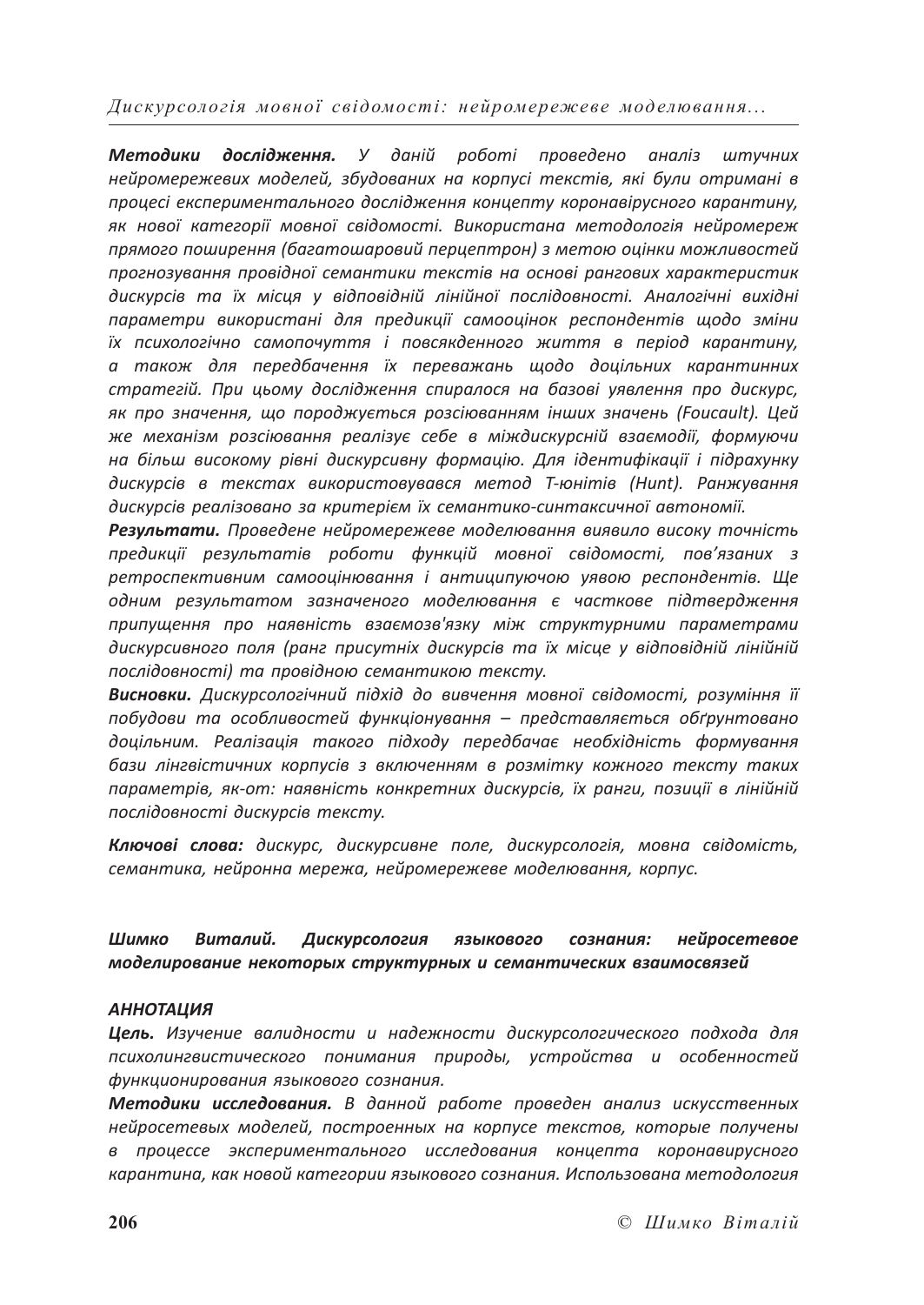***Методики дослідження.*** *У даній роботі проведено аналіз штучних нейромережевих моделей, збудованих на корпусі текстів, які були отримані в процесі експериментального дослідження концепту коронавірусного карантину, як нової категорії мовної свідомості. Використана методологія нейромереж прямого поширення (багатошаровий перцептрон) з метою оцінки можливостей прогнозування провідної семантики текстів на основі рангових характеристик дискурсів та їх місця у відповідній лінійної послідовності. Аналогічні вихідні параметри використані для предикції самооцінок респондентів щодо зміни їх психологічно самопочуття і повсякденного життя в період карантину, а також для передбачення їх переважань щодо доцільних карантинних стратегій. При цьому дослідження спиралося на базові уявлення про дискурс, як про значення, що породжується розсіюванням інших значень (Foucault). Цей же механізм розсіювання реалізує себе в міждискурсній взаємодії, формуючи на більш високому рівні дискурсивну формацію. Для ідентифікації і підрахунку дискурсів в текстах використовувався метод Т-юнітів (Hunt). Ранжування дискурсів реалізовано за критерієм їх семантико-синтаксичної автономії.*

***Результати.*** *Проведене нейромережеве моделювання виявило високу точність предикції результатів роботи функцій мовної свідомості, пов'язаних з ретроспективним самооцінювання і антиципуючою уявою респондентів. Ще одним результатом зазначеного моделювання є часткове підтвердження припущення про наявність взаємозв'язку між структурними параметрами дискурсивного поля (ранг присутніх дискурсів та їх місце у відповідній лінійній послідовності) та провідною семантикою тексту.*

***Висновки.*** *Дискурсологічний підхід до вивчення мовної свідомості, розуміння її побудови та особливостей функціонування – представляється обґрунтовано доцільним. Реалізація такого підходу передбачає необхідність формування бази лінгвістичних корпусів з включенням в розмітку кожного тексту таких параметрів, як-от: наявність конкретних дискурсів, їх ранги, позиції в лінійній послідовності дискурсів тексту.*

***Ключові слова:*** *дискурс, дискурсивне поле, дискурсологія, мовна свідомість, семантика, нейронна мережа, нейромережеве моделювання, корпус.*

***Шимко Виталий. Дискурсология языкового сознания: нейросетевое моделирование некоторых структурных и семантических взаимосвязей***

***АННОТАЦИЯ***

***Цель.*** *Изучение валидности и надежности дискурсологического подхода для психолингвистического понимания природы, устройства и особенностей функционирования языкового сознания.*

***Методики исследования.*** *В данной работе проведен анализ искусственных нейросетевых моделей, построенных на корпусе текстов, которые получены в процессе экспериментального исследования концепта коронавирусного карантина, как новой категории языкового сознания. Использована методология*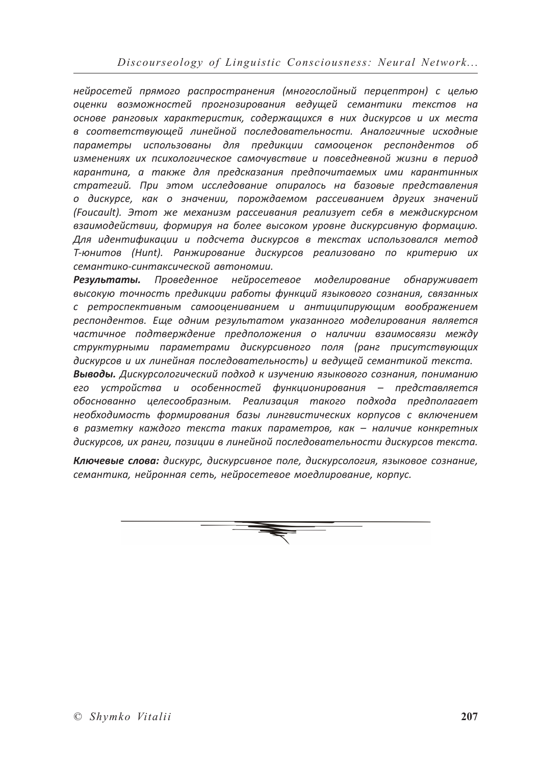*нейросетей прямого распространения (многослойный перцептрон) с целью оценки возможностей прогнозирования ведущей семантики текстов на основе ранговых характеристик, содержащихся в них дискурсов и их места в соответствующей линейной последовательности. Аналогичные исходные параметры использованы для предикции самооценок респондентов об изменениях их психологическое самочувствие и повседневной жизни в период карантина, а также для предсказания предпочитаемых ими карантинных стратегий. При этом исследование опиралось на базовые представления о дискурсе, как о значении, порождаемом рассеиванием других значений (Foucault). Этот же механизм рассеивания реализует себя в междискурсном взаимодействии, формируя на более высоком уровне дискурсивную формацию. Для идентификации и подсчета дискурсов в текстах использовался метод Т-юнитов (Hunt). Ранжирование дискурсов реализовано по критерию их семантико-синтаксической автономии.*

***Результаты.*** *Проведенное нейросетевое моделирование обнаруживает высокую точность предикции работы функций языкового сознания, связанных с ретроспективным самооцениванием и антиципирующим воображением респондентов. Еще одним результатом указанного моделирования является частичное подтверждение предположения о наличии взаимосвязи между структурными параметрами дискурсивного поля (ранг присутствующих дискурсов и их линейная последовательность) и ведущей семантикой текста.*

***Выводы.*** *Дискурсологический подход к изучению языкового сознания, пониманию его устройства и особенностей функционирования – представляется обоснованно целесообразным. Реализация такого подхода предполагает необходимость формирования базы лингвистических корпусов с включением в разметку каждого текста таких параметров, как – наличие конкретных дискурсов, их ранги, позиции в линейной последовательности дискурсов текста.*

***Ключевые слова:*** *дискурс, дискурсивное поле, дискурсология, языковое сознание, семантика, нейронная сеть, нейросетевое моедлирование, корпус.*